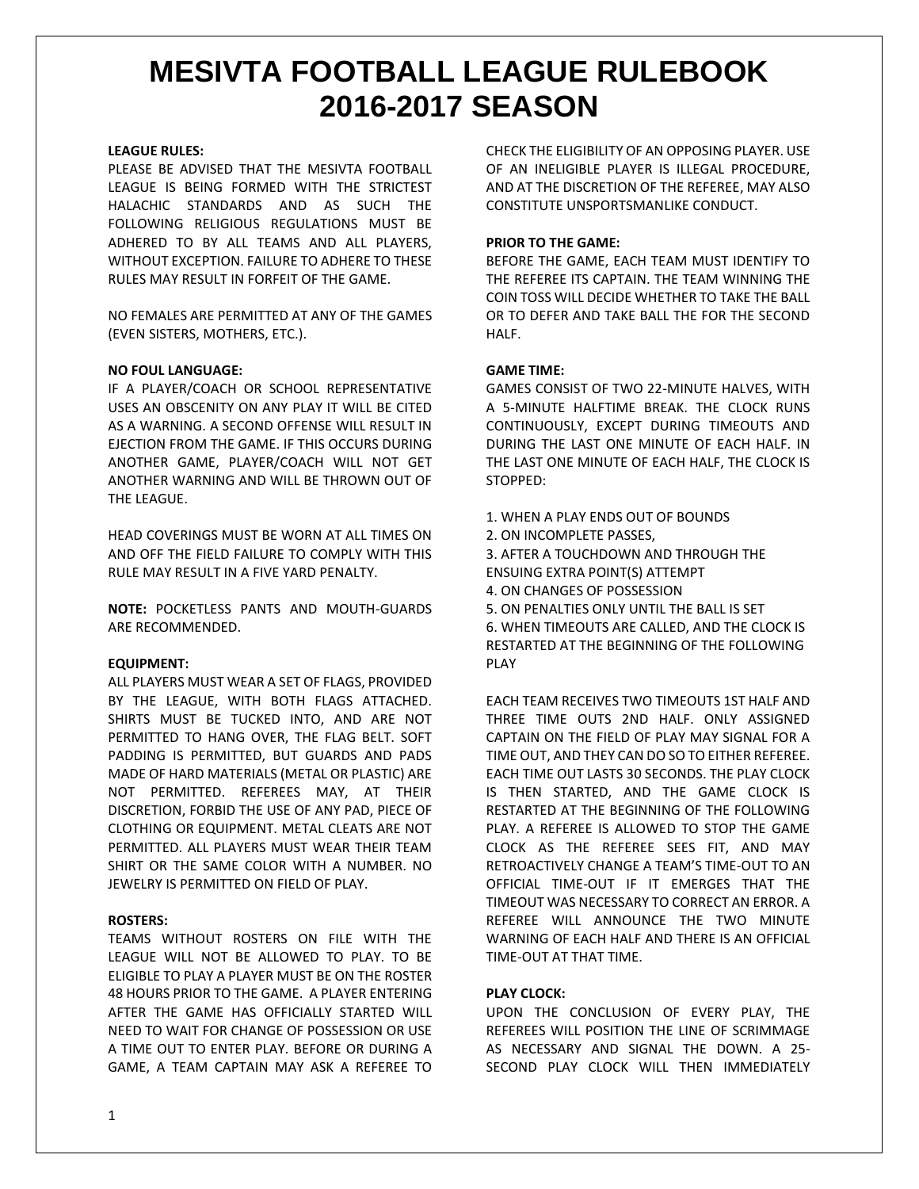# MESIVTA FOOTBALL LEAGUE RULEBOOK 2016-2017 SEASON

**LEAGUE RULES:**

PLEASE BE ADVISED THAT THE MESIVTA FOOTBALL LEAGUE IS BEING FORMED WITH THE STRICTEST HALACHIC STANDARDS AND AS SUCH THE FOLLOWING RELIGIOUS REGULATIONS MUST BE ADHERED TO BY ALL TEAMS AND ALL PLAYERS, WITHOUT EXCEPTION. FAILURE TO ADHERE TO THESE RULES MAY RESULT IN FORFEIT OF THE GAME.

NO FEMALES ARE PERMITTED AT ANY OF THE GAMES (EVEN SISTERS, MOTHERS, ETC.).

**NO FOUL LANGUAGE:**

IF A PLAYER/COACH OR SCHOOL REPRESENTATIVE USES AN OBSCENITY ON ANY PLAY IT WILL BE CITED AS A WARNING. A SECOND OFFENSE WILL RESULT IN EJECTION FROM THE GAME. IF THIS OCCURS DURING ANOTHER GAME, PLAYER/COACH WILL NOT GET ANOTHER WARNING AND WILL BE THROWN OUT OF THE LEAGUE.

HEAD COVERINGS MUST BE WORN AT ALL TIMES ON AND OFF THE FIELD FAILURE TO COMPLY WITH THIS RULE MAY RESULT IN A FIVE YARD PENALTY.

**NOTE:** POCKETLESS PANTS AND MOUTH-GUARDS ARE RECOMMENDED.

**EQUIPMENT:**

ALL PLAYERS MUST WEAR A SET OF FLAGS, PROVIDED BY THE LEAGUE, WITH BOTH FLAGS ATTACHED. SHIRTS MUST BE TUCKED INTO, AND ARE NOT PERMITTED TO HANG OVER, THE FLAG BELT. SOFT PADDING IS PERMITTED, BUT GUARDS AND PADS MADE OF HARD MATERIALS (METAL OR PLASTIC) ARE NOT PERMITTED. REFEREES MAY, AT THEIR DISCRETION, FORBID THE USE OF ANY PAD, PIECE OF CLOTHING OR EQUIPMENT. METAL CLEATS ARE NOT PERMITTED. ALL PLAYERS MUST WEAR THEIR TEAM SHIRT OR THE SAME COLOR WITH A NUMBER. NO JEWELRY IS PERMITTED ON FIELD OF PLAY.

**ROSTERS:**

TEAMS WITHOUT ROSTERS ON FILE WITH THE LEAGUE WILL NOT BE ALLOWED TO PLAY. TO BE ELIGIBLE TO PLAY A PLAYER MUST BE ON THE ROSTER 48 HOURS PRIOR TO THE GAME. A PLAYER ENTERING AFTER THE GAME HAS OFFICIALLY STARTED WILL NEED TO WAIT FOR CHANGE OF POSSESSION OR USE A TIME OUT TO ENTER PLAY. BEFORE OR DURING A GAME, A TEAM CAPTAIN MAY ASK A REFEREE TO CHECK THE ELIGIBILITY OF AN OPPOSING PLAYER. USE OF AN INELIGIBLE PLAYER IS ILLEGAL PROCEDURE, AND AT THE DISCRETION OF THE REFEREE, MAY ALSO CONSTITUTE UNSPORTSMANLIKE CONDUCT.

**PRIOR TO THE GAME:**

BEFORE THE GAME, EACH TEAM MUST IDENTIFY TO THE REFEREE ITS CAPTAIN. THE TEAM WINNING THE COIN TOSS WILL DECIDE WHETHER TO TAKE THE BALL OR TO DEFER AND TAKE BALL THE FOR THE SECOND HALF.

**GAME TIME:**

GAMES CONSIST OF TWO 22-MINUTE HALVES, WITH A 5-MINUTE HALFTIME BREAK. THE CLOCK RUNS CONTINUOUSLY, EXCEPT DURING TIMEOUTS AND DURING THE LAST ONE MINUTE OF EACH HALF. IN THE LAST ONE MINUTE OF EACH HALF, THE CLOCK IS STOPPED:

1. WHEN A PLAY ENDS OUT OF BOUNDS
2. ON INCOMPLETE PASSES,
3. AFTER A TOUCHDOWN AND THROUGH THE ENSUING EXTRA POINT(S) ATTEMPT
4. ON CHANGES OF POSSESSION
5. ON PENALTIES ONLY UNTIL THE BALL IS SET
6. WHEN TIMEOUTS ARE CALLED, AND THE CLOCK IS RESTARTED AT THE BEGINNING OF THE FOLLOWING PLAY

EACH TEAM RECEIVES TWO TIMEOUTS 1ST HALF AND THREE TIME OUTS 2ND HALF. ONLY ASSIGNED CAPTAIN ON THE FIELD OF PLAY MAY SIGNAL FOR A TIME OUT, AND THEY CAN DO SO TO EITHER REFEREE. EACH TIME OUT LASTS 30 SECONDS. THE PLAY CLOCK IS THEN STARTED, AND THE GAME CLOCK IS RESTARTED AT THE BEGINNING OF THE FOLLOWING PLAY. A REFEREE IS ALLOWED TO STOP THE GAME CLOCK AS THE REFEREE SEES FIT, AND MAY RETROACTIVELY CHANGE A TEAM'S TIME-OUT TO AN OFFICIAL TIME-OUT IF IT EMERGES THAT THE TIMEOUT WAS NECESSARY TO CORRECT AN ERROR. A REFEREE WILL ANNOUNCE THE TWO MINUTE WARNING OF EACH HALF AND THERE IS AN OFFICIAL TIME-OUT AT THAT TIME.

**PLAY CLOCK:**

UPON THE CONCLUSION OF EVERY PLAY, THE REFEREES WILL POSITION THE LINE OF SCRIMMAGE AS NECESSARY AND SIGNAL THE DOWN. A 25-SECOND PLAY CLOCK WILL THEN IMMEDIATELY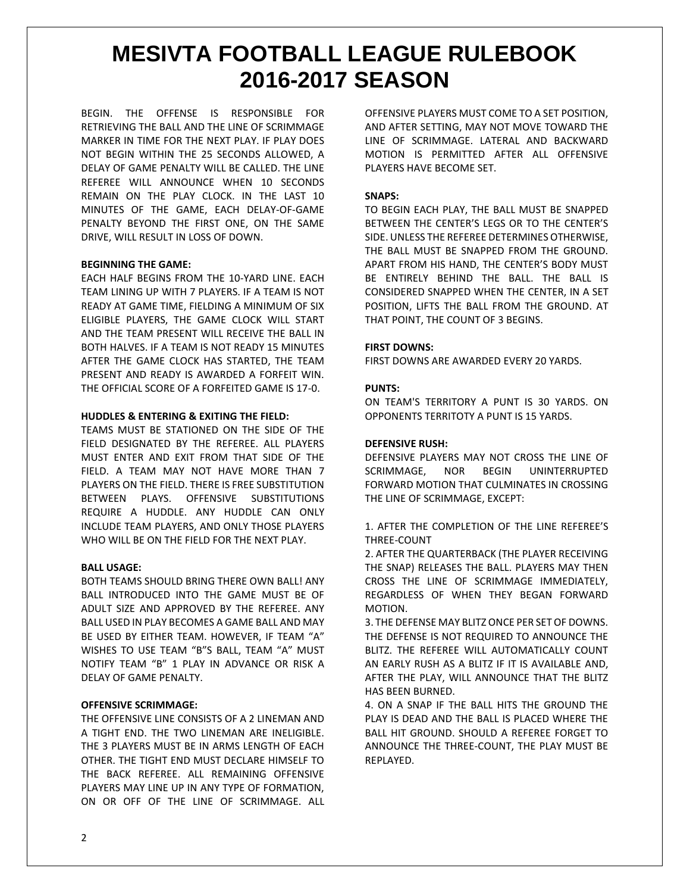# MESIVTA FOOTBALL LEAGUE RULEBOOK 2016-2017 SEASON

BEGIN. THE OFFENSE IS RESPONSIBLE FOR RETRIEVING THE BALL AND THE LINE OF SCRIMMAGE MARKER IN TIME FOR THE NEXT PLAY. IF PLAY DOES NOT BEGIN WITHIN THE 25 SECONDS ALLOWED, A DELAY OF GAME PENALTY WILL BE CALLED. THE LINE REFEREE WILL ANNOUNCE WHEN 10 SECONDS REMAIN ON THE PLAY CLOCK. IN THE LAST 10 MINUTES OF THE GAME, EACH DELAY-OF-GAME PENALTY BEYOND THE FIRST ONE, ON THE SAME DRIVE, WILL RESULT IN LOSS OF DOWN.

**BEGINNING THE GAME:**

EACH HALF BEGINS FROM THE 10-YARD LINE. EACH TEAM LINING UP WITH 7 PLAYERS. IF A TEAM IS NOT READY AT GAME TIME, FIELDING A MINIMUM OF SIX ELIGIBLE PLAYERS, THE GAME CLOCK WILL START AND THE TEAM PRESENT WILL RECEIVE THE BALL IN BOTH HALVES. IF A TEAM IS NOT READY 15 MINUTES AFTER THE GAME CLOCK HAS STARTED, THE TEAM PRESENT AND READY IS AWARDED A FORFEIT WIN. THE OFFICIAL SCORE OF A FORFEITED GAME IS 17-0.

**HUDDLES & ENTERING & EXITING THE FIELD:**

TEAMS MUST BE STATIONED ON THE SIDE OF THE FIELD DESIGNATED BY THE REFEREE. ALL PLAYERS MUST ENTER AND EXIT FROM THAT SIDE OF THE FIELD. A TEAM MAY NOT HAVE MORE THAN 7 PLAYERS ON THE FIELD. THERE IS FREE SUBSTITUTION BETWEEN PLAYS. OFFENSIVE SUBSTITUTIONS REQUIRE A HUDDLE. ANY HUDDLE CAN ONLY INCLUDE TEAM PLAYERS, AND ONLY THOSE PLAYERS WHO WILL BE ON THE FIELD FOR THE NEXT PLAY.

**BALL USAGE:**

BOTH TEAMS SHOULD BRING THERE OWN BALL! ANY BALL INTRODUCED INTO THE GAME MUST BE OF ADULT SIZE AND APPROVED BY THE REFEREE. ANY BALL USED IN PLAY BECOMES A GAME BALL AND MAY BE USED BY EITHER TEAM. HOWEVER, IF TEAM "A" WISHES TO USE TEAM "B"S BALL, TEAM "A" MUST NOTIFY TEAM "B" 1 PLAY IN ADVANCE OR RISK A DELAY OF GAME PENALTY.

**OFFENSIVE SCRIMMAGE:**

THE OFFENSIVE LINE CONSISTS OF A 2 LINEMAN AND A TIGHT END. THE TWO LINEMAN ARE INELIGIBLE. THE 3 PLAYERS MUST BE IN ARMS LENGTH OF EACH OTHER. THE TIGHT END MUST DECLARE HIMSELF TO THE BACK REFEREE. ALL REMAINING OFFENSIVE PLAYERS MAY LINE UP IN ANY TYPE OF FORMATION, ON OR OFF OF THE LINE OF SCRIMMAGE. ALL OFFENSIVE PLAYERS MUST COME TO A SET POSITION, AND AFTER SETTING, MAY NOT MOVE TOWARD THE LINE OF SCRIMMAGE. LATERAL AND BACKWARD MOTION IS PERMITTED AFTER ALL OFFENSIVE PLAYERS HAVE BECOME SET.

**SNAPS:**

TO BEGIN EACH PLAY, THE BALL MUST BE SNAPPED BETWEEN THE CENTER'S LEGS OR TO THE CENTER'S SIDE. UNLESS THE REFEREE DETERMINES OTHERWISE, THE BALL MUST BE SNAPPED FROM THE GROUND. APART FROM HIS HAND, THE CENTER'S BODY MUST BE ENTIRELY BEHIND THE BALL. THE BALL IS CONSIDERED SNAPPED WHEN THE CENTER, IN A SET POSITION, LIFTS THE BALL FROM THE GROUND. AT THAT POINT, THE COUNT OF 3 BEGINS.

**FIRST DOWNS:**

FIRST DOWNS ARE AWARDED EVERY 20 YARDS.

**PUNTS:**

ON TEAM'S TERRITORY A PUNT IS 30 YARDS. ON OPPONENTS TERRITOTY A PUNT IS 15 YARDS.

**DEFENSIVE RUSH:**

DEFENSIVE PLAYERS MAY NOT CROSS THE LINE OF SCRIMMAGE, NOR BEGIN UNINTERRUPTED FORWARD MOTION THAT CULMINATES IN CROSSING THE LINE OF SCRIMMAGE, EXCEPT:

1. AFTER THE COMPLETION OF THE LINE REFEREE'S THREE-COUNT
2. AFTER THE QUARTERBACK (THE PLAYER RECEIVING THE SNAP) RELEASES THE BALL. PLAYERS MAY THEN CROSS THE LINE OF SCRIMMAGE IMMEDIATELY, REGARDLESS OF WHEN THEY BEGAN FORWARD MOTION.
3. THE DEFENSE MAY BLITZ ONCE PER SET OF DOWNS. THE DEFENSE IS NOT REQUIRED TO ANNOUNCE THE BLITZ. THE REFEREE WILL AUTOMATICALLY COUNT AN EARLY RUSH AS A BLITZ IF IT IS AVAILABLE AND, AFTER THE PLAY, WILL ANNOUNCE THAT THE BLITZ HAS BEEN BURNED.
4. ON A SNAP IF THE BALL HITS THE GROUND THE PLAY IS DEAD AND THE BALL IS PLACED WHERE THE BALL HIT GROUND. SHOULD A REFEREE FORGET TO ANNOUNCE THE THREE-COUNT, THE PLAY MUST BE REPLAYED.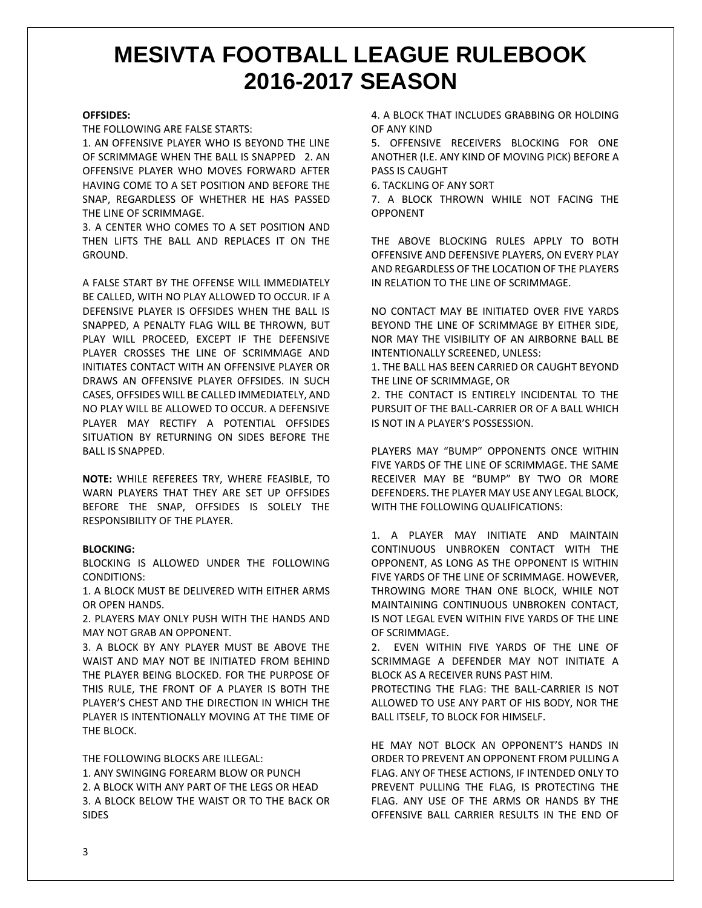# MESIVTA FOOTBALL LEAGUE RULEBOOK 2016-2017 SEASON

**OFFSIDES:**

THE FOLLOWING ARE FALSE STARTS:

1. AN OFFENSIVE PLAYER WHO IS BEYOND THE LINE OF SCRIMMAGE WHEN THE BALL IS SNAPPED 2. AN OFFENSIVE PLAYER WHO MOVES FORWARD AFTER HAVING COME TO A SET POSITION AND BEFORE THE SNAP, REGARDLESS OF WHETHER HE HAS PASSED THE LINE OF SCRIMMAGE.
3. A CENTER WHO COMES TO A SET POSITION AND THEN LIFTS THE BALL AND REPLACES IT ON THE GROUND.

A FALSE START BY THE OFFENSE WILL IMMEDIATELY BE CALLED, WITH NO PLAY ALLOWED TO OCCUR. IF A DEFENSIVE PLAYER IS OFFSIDES WHEN THE BALL IS SNAPPED, A PENALTY FLAG WILL BE THROWN, BUT PLAY WILL PROCEED, EXCEPT IF THE DEFENSIVE PLAYER CROSSES THE LINE OF SCRIMMAGE AND INITIATES CONTACT WITH AN OFFENSIVE PLAYER OR DRAWS AN OFFENSIVE PLAYER OFFSIDES. IN SUCH CASES, OFFSIDES WILL BE CALLED IMMEDIATELY, AND NO PLAY WILL BE ALLOWED TO OCCUR. A DEFENSIVE PLAYER MAY RECTIFY A POTENTIAL OFFSIDES SITUATION BY RETURNING ON SIDES BEFORE THE BALL IS SNAPPED.

**NOTE:** WHILE REFEREES TRY, WHERE FEASIBLE, TO WARN PLAYERS THAT THEY ARE SET UP OFFSIDES BEFORE THE SNAP, OFFSIDES IS SOLELY THE RESPONSIBILITY OF THE PLAYER.

**BLOCKING:**

BLOCKING IS ALLOWED UNDER THE FOLLOWING CONDITIONS:

1. A BLOCK MUST BE DELIVERED WITH EITHER ARMS OR OPEN HANDS.
2. PLAYERS MAY ONLY PUSH WITH THE HANDS AND MAY NOT GRAB AN OPPONENT.
3. A BLOCK BY ANY PLAYER MUST BE ABOVE THE WAIST AND MAY NOT BE INITIATED FROM BEHIND THE PLAYER BEING BLOCKED. FOR THE PURPOSE OF THIS RULE, THE FRONT OF A PLAYER IS BOTH THE PLAYER'S CHEST AND THE DIRECTION IN WHICH THE PLAYER IS INTENTIONALLY MOVING AT THE TIME OF THE BLOCK.

THE FOLLOWING BLOCKS ARE ILLEGAL:

1. ANY SWINGING FOREARM BLOW OR PUNCH
2. A BLOCK WITH ANY PART OF THE LEGS OR HEAD
3. A BLOCK BELOW THE WAIST OR TO THE BACK OR SIDES
4. A BLOCK THAT INCLUDES GRABBING OR HOLDING OF ANY KIND
5. OFFENSIVE RECEIVERS BLOCKING FOR ONE ANOTHER (I.E. ANY KIND OF MOVING PICK) BEFORE A PASS IS CAUGHT
6. TACKLING OF ANY SORT
7. A BLOCK THROWN WHILE NOT FACING THE OPPONENT

THE ABOVE BLOCKING RULES APPLY TO BOTH OFFENSIVE AND DEFENSIVE PLAYERS, ON EVERY PLAY AND REGARDLESS OF THE LOCATION OF THE PLAYERS IN RELATION TO THE LINE OF SCRIMMAGE.

NO CONTACT MAY BE INITIATED OVER FIVE YARDS BEYOND THE LINE OF SCRIMMAGE BY EITHER SIDE, NOR MAY THE VISIBILITY OF AN AIRBORNE BALL BE INTENTIONALLY SCREENED, UNLESS:

1. THE BALL HAS BEEN CARRIED OR CAUGHT BEYOND THE LINE OF SCRIMMAGE, OR
2. THE CONTACT IS ENTIRELY INCIDENTAL TO THE PURSUIT OF THE BALL-CARRIER OR OF A BALL WHICH IS NOT IN A PLAYER'S POSSESSION.

PLAYERS MAY "BUMP" OPPONENTS ONCE WITHIN FIVE YARDS OF THE LINE OF SCRIMMAGE. THE SAME RECEIVER MAY BE "BUMP" BY TWO OR MORE DEFENDERS. THE PLAYER MAY USE ANY LEGAL BLOCK, WITH THE FOLLOWING QUALIFICATIONS:

1. A PLAYER MAY INITIATE AND MAINTAIN CONTINUOUS UNBROKEN CONTACT WITH THE OPPONENT, AS LONG AS THE OPPONENT IS WITHIN FIVE YARDS OF THE LINE OF SCRIMMAGE. HOWEVER, THROWING MORE THAN ONE BLOCK, WHILE NOT MAINTAINING CONTINUOUS UNBROKEN CONTACT, IS NOT LEGAL EVEN WITHIN FIVE YARDS OF THE LINE OF SCRIMMAGE.
2. EVEN WITHIN FIVE YARDS OF THE LINE OF SCRIMMAGE A DEFENDER MAY NOT INITIATE A BLOCK AS A RECEIVER RUNS PAST HIM.

PROTECTING THE FLAG: THE BALL-CARRIER IS NOT ALLOWED TO USE ANY PART OF HIS BODY, NOR THE BALL ITSELF, TO BLOCK FOR HIMSELF.

HE MAY NOT BLOCK AN OPPONENT'S HANDS IN ORDER TO PREVENT AN OPPONENT FROM PULLING A FLAG. ANY OF THESE ACTIONS, IF INTENDED ONLY TO PREVENT PULLING THE FLAG, IS PROTECTING THE FLAG. ANY USE OF THE ARMS OR HANDS BY THE OFFENSIVE BALL CARRIER RESULTS IN THE END OF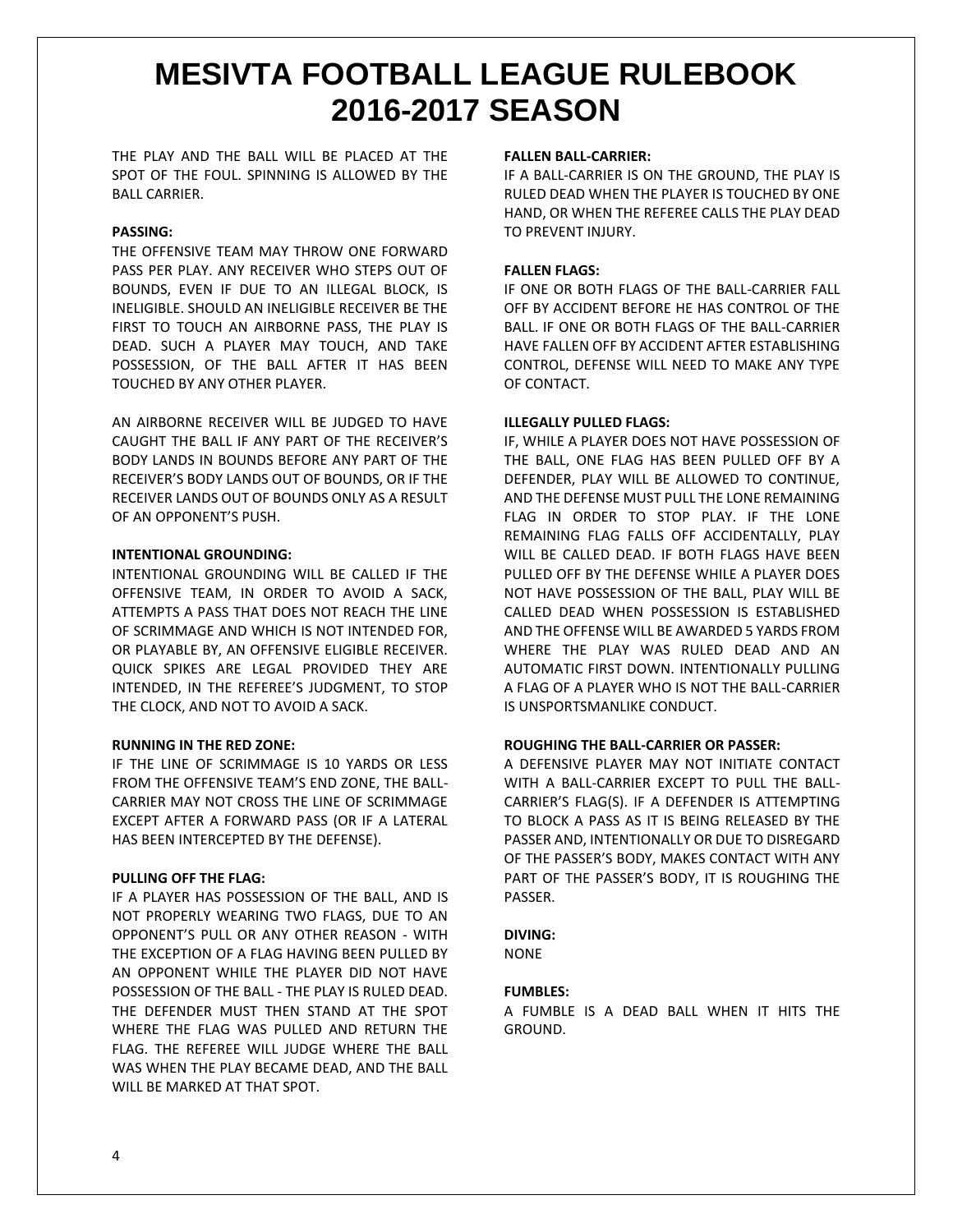THE PLAY AND THE BALL WILL BE PLACED AT THE SPOT OF THE FOUL. SPINNING IS ALLOWED BY THE BALL CARRIER.

**PASSING:**

THE OFFENSIVE TEAM MAY THROW ONE FORWARD PASS PER PLAY. ANY RECEIVER WHO STEPS OUT OF BOUNDS, EVEN IF DUE TO AN ILLEGAL BLOCK, IS INELIGIBLE. SHOULD AN INELIGIBLE RECEIVER BE THE FIRST TO TOUCH AN AIRBORNE PASS, THE PLAY IS DEAD. SUCH A PLAYER MAY TOUCH, AND TAKE POSSESSION, OF THE BALL AFTER IT HAS BEEN TOUCHED BY ANY OTHER PLAYER.

AN AIRBORNE RECEIVER WILL BE JUDGED TO HAVE CAUGHT THE BALL IF ANY PART OF THE RECEIVER'S BODY LANDS IN BOUNDS BEFORE ANY PART OF THE RECEIVER'S BODY LANDS OUT OF BOUNDS, OR IF THE RECEIVER LANDS OUT OF BOUNDS ONLY AS A RESULT OF AN OPPONENT'S PUSH.

**INTENTIONAL GROUNDING:**

INTENTIONAL GROUNDING WILL BE CALLED IF THE OFFENSIVE TEAM, IN ORDER TO AVOID A SACK, ATTEMPTS A PASS THAT DOES NOT REACH THE LINE OF SCRIMMAGE AND WHICH IS NOT INTENDED FOR, OR PLAYABLE BY, AN OFFENSIVE ELIGIBLE RECEIVER. QUICK SPIKES ARE LEGAL PROVIDED THEY ARE INTENDED, IN THE REFEREE'S JUDGMENT, TO STOP THE CLOCK, AND NOT TO AVOID A SACK.

**RUNNING IN THE RED ZONE:**

IF THE LINE OF SCRIMMAGE IS 10 YARDS OR LESS FROM THE OFFENSIVE TEAM'S END ZONE, THE BALL-CARRIER MAY NOT CROSS THE LINE OF SCRIMMAGE EXCEPT AFTER A FORWARD PASS (OR IF A LATERAL HAS BEEN INTERCEPTED BY THE DEFENSE).

**PULLING OFF THE FLAG:**

IF A PLAYER HAS POSSESSION OF THE BALL, AND IS NOT PROPERLY WEARING TWO FLAGS, DUE TO AN OPPONENT'S PULL OR ANY OTHER REASON - WITH THE EXCEPTION OF A FLAG HAVING BEEN PULLED BY AN OPPONENT WHILE THE PLAYER DID NOT HAVE POSSESSION OF THE BALL - THE PLAY IS RULED DEAD. THE DEFENDER MUST THEN STAND AT THE SPOT WHERE THE FLAG WAS PULLED AND RETURN THE FLAG. THE REFEREE WILL JUDGE WHERE THE BALL WAS WHEN THE PLAY BECAME DEAD, AND THE BALL WILL BE MARKED AT THAT SPOT.

**FALLEN BALL-CARRIER:**

IF A BALL-CARRIER IS ON THE GROUND, THE PLAY IS RULED DEAD WHEN THE PLAYER IS TOUCHED BY ONE HAND, OR WHEN THE REFEREE CALLS THE PLAY DEAD TO PREVENT INJURY.

**FALLEN FLAGS:**

IF ONE OR BOTH FLAGS OF THE BALL-CARRIER FALL OFF BY ACCIDENT BEFORE HE HAS CONTROL OF THE BALL. IF ONE OR BOTH FLAGS OF THE BALL-CARRIER HAVE FALLEN OFF BY ACCIDENT AFTER ESTABLISHING CONTROL, DEFENSE WILL NEED TO MAKE ANY TYPE OF CONTACT.

**ILLEGALLY PULLED FLAGS:**

IF, WHILE A PLAYER DOES NOT HAVE POSSESSION OF THE BALL, ONE FLAG HAS BEEN PULLED OFF BY A DEFENDER, PLAY WILL BE ALLOWED TO CONTINUE, AND THE DEFENSE MUST PULL THE LONE REMAINING FLAG IN ORDER TO STOP PLAY. IF THE LONE REMAINING FLAG FALLS OFF ACCIDENTALLY, PLAY WILL BE CALLED DEAD. IF BOTH FLAGS HAVE BEEN PULLED OFF BY THE DEFENSE WHILE A PLAYER DOES NOT HAVE POSSESSION OF THE BALL, PLAY WILL BE CALLED DEAD WHEN POSSESSION IS ESTABLISHED AND THE OFFENSE WILL BE AWARDED 5 YARDS FROM WHERE THE PLAY WAS RULED DEAD AND AN AUTOMATIC FIRST DOWN. INTENTIONALLY PULLING A FLAG OF A PLAYER WHO IS NOT THE BALL-CARRIER IS UNSPORTSMANLIKE CONDUCT.

**ROUGHING THE BALL-CARRIER OR PASSER:**

A DEFENSIVE PLAYER MAY NOT INITIATE CONTACT WITH A BALL-CARRIER EXCEPT TO PULL THE BALL-CARRIER'S FLAG(S). IF A DEFENDER IS ATTEMPTING TO BLOCK A PASS AS IT IS BEING RELEASED BY THE PASSER AND, INTENTIONALLY OR DUE TO DISREGARD OF THE PASSER'S BODY, MAKES CONTACT WITH ANY PART OF THE PASSER'S BODY, IT IS ROUGHING THE PASSER.

**DIVING:**

NONE

**FUMBLES:**

A FUMBLE IS A DEAD BALL WHEN IT HITS THE GROUND.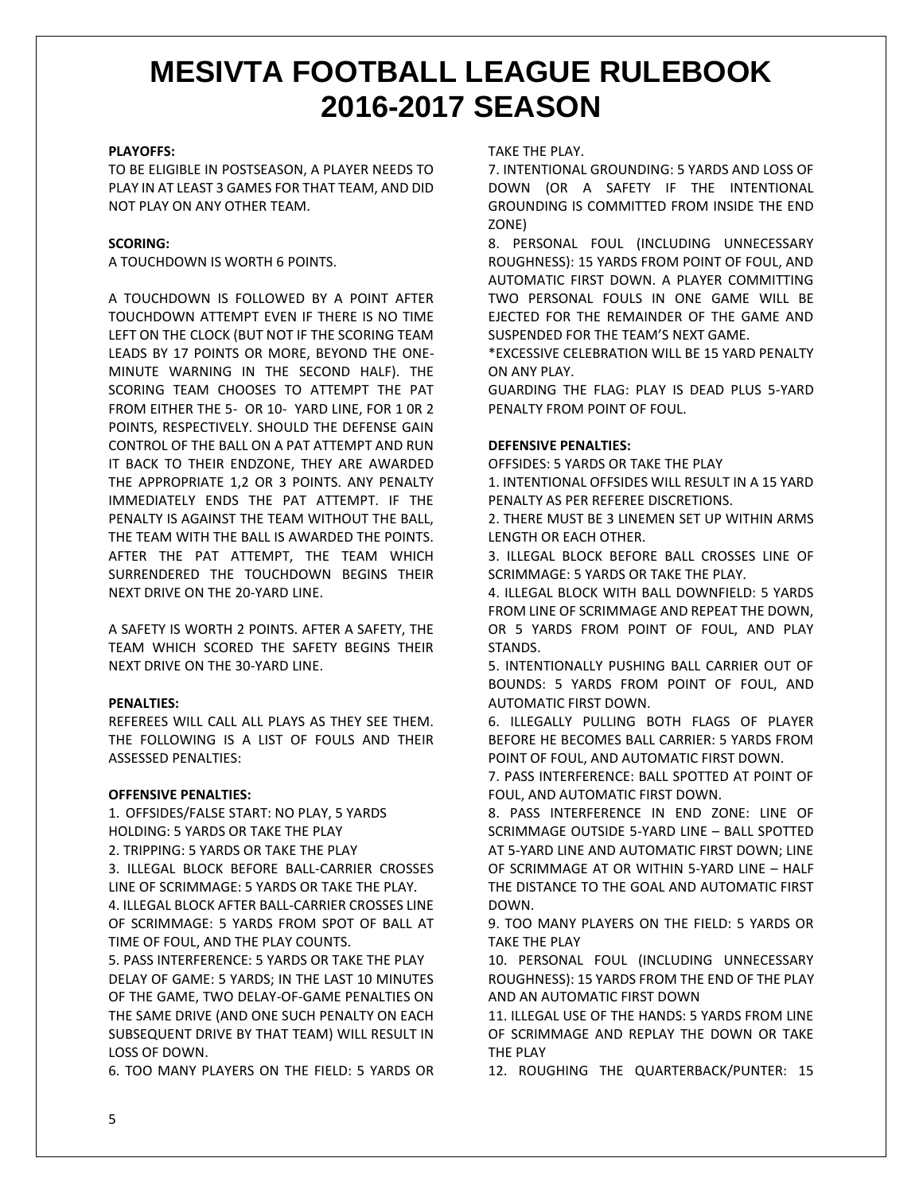# MESIVTA FOOTBALL LEAGUE RULEBOOK 2016-2017 SEASON

**PLAYOFFS:**

TO BE ELIGIBLE IN POSTSEASON, A PLAYER NEEDS TO PLAY IN AT LEAST 3 GAMES FOR THAT TEAM, AND DID NOT PLAY ON ANY OTHER TEAM.

**SCORING:**

A TOUCHDOWN IS WORTH 6 POINTS.

A TOUCHDOWN IS FOLLOWED BY A POINT AFTER TOUCHDOWN ATTEMPT EVEN IF THERE IS NO TIME LEFT ON THE CLOCK (BUT NOT IF THE SCORING TEAM LEADS BY 17 POINTS OR MORE, BEYOND THE ONE-MINUTE WARNING IN THE SECOND HALF). THE SCORING TEAM CHOOSES TO ATTEMPT THE PAT FROM EITHER THE 5- OR 10- YARD LINE, FOR 1 0R 2 POINTS, RESPECTIVELY. SHOULD THE DEFENSE GAIN CONTROL OF THE BALL ON A PAT ATTEMPT AND RUN IT BACK TO THEIR ENDZONE, THEY ARE AWARDED THE APPROPRIATE 1,2 OR 3 POINTS. ANY PENALTY IMMEDIATELY ENDS THE PAT ATTEMPT. IF THE PENALTY IS AGAINST THE TEAM WITHOUT THE BALL, THE TEAM WITH THE BALL IS AWARDED THE POINTS. AFTER THE PAT ATTEMPT, THE TEAM WHICH SURRENDERED THE TOUCHDOWN BEGINS THEIR NEXT DRIVE ON THE 20-YARD LINE.

A SAFETY IS WORTH 2 POINTS. AFTER A SAFETY, THE TEAM WHICH SCORED THE SAFETY BEGINS THEIR NEXT DRIVE ON THE 30-YARD LINE.

**PENALTIES:**

REFEREES WILL CALL ALL PLAYS AS THEY SEE THEM. THE FOLLOWING IS A LIST OF FOULS AND THEIR ASSESSED PENALTIES:

**OFFENSIVE PENALTIES:**

1. OFFSIDES/FALSE START: NO PLAY, 5 YARDS

HOLDING: 5 YARDS OR TAKE THE PLAY

2. TRIPPING: 5 YARDS OR TAKE THE PLAY
3. ILLEGAL BLOCK BEFORE BALL-CARRIER CROSSES LINE OF SCRIMMAGE: 5 YARDS OR TAKE THE PLAY.
4. ILLEGAL BLOCK AFTER BALL-CARRIER CROSSES LINE OF SCRIMMAGE: 5 YARDS FROM SPOT OF BALL AT TIME OF FOUL, AND THE PLAY COUNTS.
5. PASS INTERFERENCE: 5 YARDS OR TAKE THE PLAY

DELAY OF GAME: 5 YARDS; IN THE LAST 10 MINUTES OF THE GAME, TWO DELAY-OF-GAME PENALTIES ON THE SAME DRIVE (AND ONE SUCH PENALTY ON EACH SUBSEQUENT DRIVE BY THAT TEAM) WILL RESULT IN LOSS OF DOWN.

6. TOO MANY PLAYERS ON THE FIELD: 5 YARDS OR TAKE THE PLAY.
7. INTENTIONAL GROUNDING: 5 YARDS AND LOSS OF DOWN (OR A SAFETY IF THE INTENTIONAL GROUNDING IS COMMITTED FROM INSIDE THE END ZONE)
8. PERSONAL FOUL (INCLUDING UNNECESSARY ROUGHNESS): 15 YARDS FROM POINT OF FOUL, AND AUTOMATIC FIRST DOWN. A PLAYER COMMITTING TWO PERSONAL FOULS IN ONE GAME WILL BE EJECTED FOR THE REMAINDER OF THE GAME AND SUSPENDED FOR THE TEAM'S NEXT GAME.

*EXCESSIVE CELEBRATION WILL BE 15 YARD PENALTY ON ANY PLAY.

GUARDING THE FLAG: PLAY IS DEAD PLUS 5-YARD PENALTY FROM POINT OF FOUL.

**DEFENSIVE PENALTIES:**

OFFSIDES: 5 YARDS OR TAKE THE PLAY

1. INTENTIONAL OFFSIDES WILL RESULT IN A 15 YARD PENALTY AS PER REFEREE DISCRETIONS.
2. THERE MUST BE 3 LINEMEN SET UP WITHIN ARMS LENGTH OR EACH OTHER.
3. ILLEGAL BLOCK BEFORE BALL CROSSES LINE OF SCRIMMAGE: 5 YARDS OR TAKE THE PLAY.
4. ILLEGAL BLOCK WITH BALL DOWNFIELD: 5 YARDS FROM LINE OF SCRIMMAGE AND REPEAT THE DOWN, OR 5 YARDS FROM POINT OF FOUL, AND PLAY STANDS.
5. INTENTIONALLY PUSHING BALL CARRIER OUT OF BOUNDS: 5 YARDS FROM POINT OF FOUL, AND AUTOMATIC FIRST DOWN.
6. ILLEGALLY PULLING BOTH FLAGS OF PLAYER BEFORE HE BECOMES BALL CARRIER: 5 YARDS FROM POINT OF FOUL, AND AUTOMATIC FIRST DOWN.
7. PASS INTERFERENCE: BALL SPOTTED AT POINT OF FOUL, AND AUTOMATIC FIRST DOWN.
8. PASS INTERFERENCE IN END ZONE: LINE OF SCRIMMAGE OUTSIDE 5-YARD LINE – BALL SPOTTED AT 5-YARD LINE AND AUTOMATIC FIRST DOWN; LINE OF SCRIMMAGE AT OR WITHIN 5-YARD LINE – HALF THE DISTANCE TO THE GOAL AND AUTOMATIC FIRST DOWN.
9. TOO MANY PLAYERS ON THE FIELD: 5 YARDS OR TAKE THE PLAY
10. PERSONAL FOUL (INCLUDING UNNECESSARY ROUGHNESS): 15 YARDS FROM THE END OF THE PLAY AND AN AUTOMATIC FIRST DOWN
11. ILLEGAL USE OF THE HANDS: 5 YARDS FROM LINE OF SCRIMMAGE AND REPLAY THE DOWN OR TAKE THE PLAY
12. ROUGHING THE QUARTERBACK/PUNTER: 15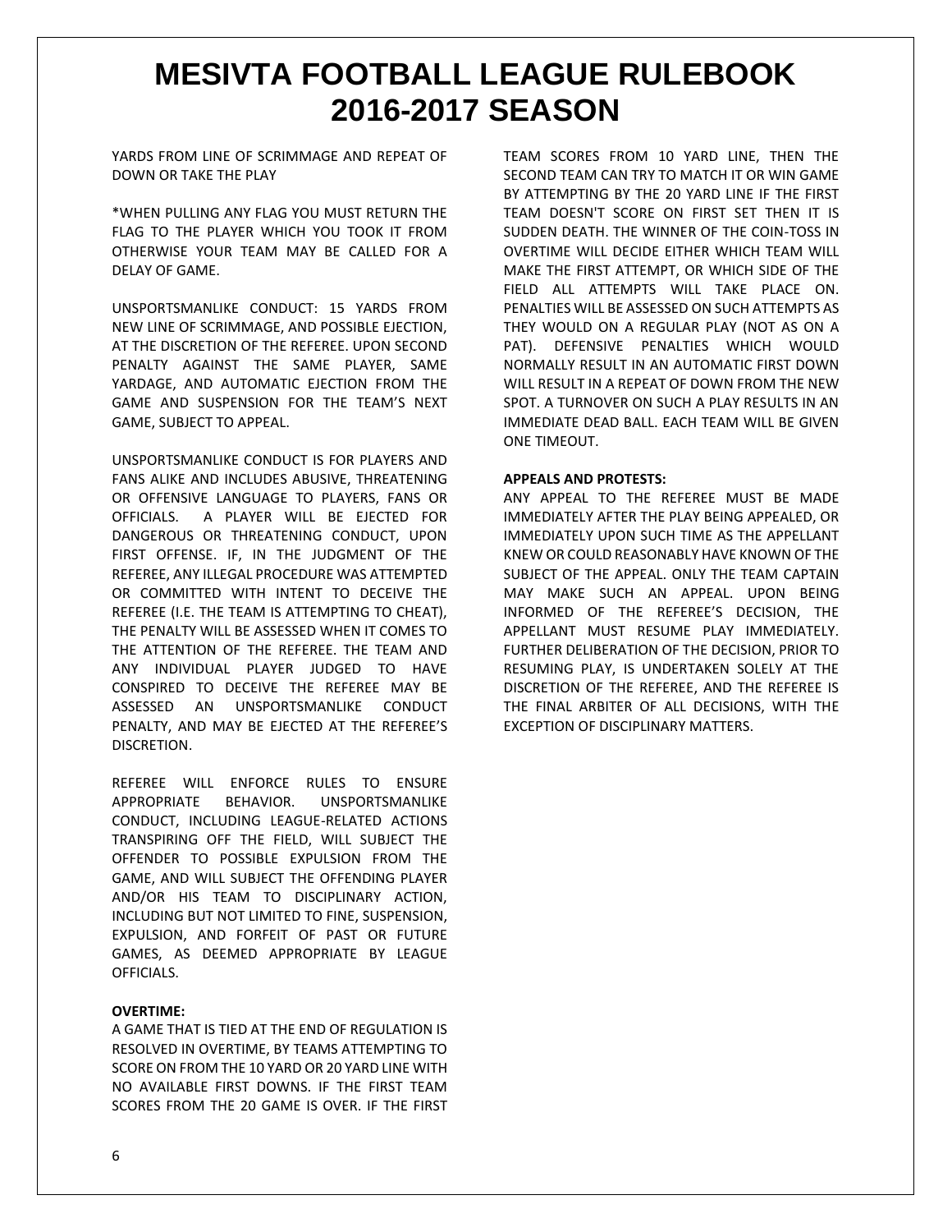YARDS FROM LINE OF SCRIMMAGE AND REPEAT OF DOWN OR TAKE THE PLAY

*WHEN PULLING ANY FLAG YOU MUST RETURN THE FLAG TO THE PLAYER WHICH YOU TOOK IT FROM OTHERWISE YOUR TEAM MAY BE CALLED FOR A DELAY OF GAME.

UNSPORTSMANLIKE CONDUCT: 15 YARDS FROM NEW LINE OF SCRIMMAGE, AND POSSIBLE EJECTION, AT THE DISCRETION OF THE REFEREE. UPON SECOND PENALTY AGAINST THE SAME PLAYER, SAME YARDAGE, AND AUTOMATIC EJECTION FROM THE GAME AND SUSPENSION FOR THE TEAM'S NEXT GAME, SUBJECT TO APPEAL.

UNSPORTSMANLIKE CONDUCT IS FOR PLAYERS AND FANS ALIKE AND INCLUDES ABUSIVE, THREATENING OR OFFENSIVE LANGUAGE TO PLAYERS, FANS OR OFFICIALS. A PLAYER WILL BE EJECTED FOR DANGEROUS OR THREATENING CONDUCT, UPON FIRST OFFENSE. IF, IN THE JUDGMENT OF THE REFEREE, ANY ILLEGAL PROCEDURE WAS ATTEMPTED OR COMMITTED WITH INTENT TO DECEIVE THE REFEREE (I.E. THE TEAM IS ATTEMPTING TO CHEAT), THE PENALTY WILL BE ASSESSED WHEN IT COMES TO THE ATTENTION OF THE REFEREE. THE TEAM AND ANY INDIVIDUAL PLAYER JUDGED TO HAVE CONSPIRED TO DECEIVE THE REFEREE MAY BE ASSESSED AN UNSPORTSMANLIKE CONDUCT PENALTY, AND MAY BE EJECTED AT THE REFEREE'S DISCRETION.

REFEREE WILL ENFORCE RULES TO ENSURE APPROPRIATE BEHAVIOR. UNSPORTSMANLIKE CONDUCT, INCLUDING LEAGUE-RELATED ACTIONS TRANSPIRING OFF THE FIELD, WILL SUBJECT THE OFFENDER TO POSSIBLE EXPULSION FROM THE GAME, AND WILL SUBJECT THE OFFENDING PLAYER AND/OR HIS TEAM TO DISCIPLINARY ACTION, INCLUDING BUT NOT LIMITED TO FINE, SUSPENSION, EXPULSION, AND FORFEIT OF PAST OR FUTURE GAMES, AS DEEMED APPROPRIATE BY LEAGUE OFFICIALS.

**OVERTIME:**

A GAME THAT IS TIED AT THE END OF REGULATION IS RESOLVED IN OVERTIME, BY TEAMS ATTEMPTING TO SCORE ON FROM THE 10 YARD OR 20 YARD LINE WITH NO AVAILABLE FIRST DOWNS. IF THE FIRST TEAM SCORES FROM THE 20 GAME IS OVER. IF THE FIRST TEAM SCORES FROM 10 YARD LINE, THEN THE SECOND TEAM CAN TRY TO MATCH IT OR WIN GAME BY ATTEMPTING BY THE 20 YARD LINE IF THE FIRST TEAM DOESN'T SCORE ON FIRST SET THEN IT IS SUDDEN DEATH. THE WINNER OF THE COIN-TOSS IN OVERTIME WILL DECIDE EITHER WHICH TEAM WILL MAKE THE FIRST ATTEMPT, OR WHICH SIDE OF THE FIELD ALL ATTEMPTS WILL TAKE PLACE ON. PENALTIES WILL BE ASSESSED ON SUCH ATTEMPTS AS THEY WOULD ON A REGULAR PLAY (NOT AS ON A PAT). DEFENSIVE PENALTIES WHICH WOULD NORMALLY RESULT IN AN AUTOMATIC FIRST DOWN WILL RESULT IN A REPEAT OF DOWN FROM THE NEW SPOT. A TURNOVER ON SUCH A PLAY RESULTS IN AN IMMEDIATE DEAD BALL. EACH TEAM WILL BE GIVEN ONE TIMEOUT.

**APPEALS AND PROTESTS:**

ANY APPEAL TO THE REFEREE MUST BE MADE IMMEDIATELY AFTER THE PLAY BEING APPEALED, OR IMMEDIATELY UPON SUCH TIME AS THE APPELLANT KNEW OR COULD REASONABLY HAVE KNOWN OF THE SUBJECT OF THE APPEAL. ONLY THE TEAM CAPTAIN MAY MAKE SUCH AN APPEAL. UPON BEING INFORMED OF THE REFEREE'S DECISION, THE APPELLANT MUST RESUME PLAY IMMEDIATELY. FURTHER DELIBERATION OF THE DECISION, PRIOR TO RESUMING PLAY, IS UNDERTAKEN SOLELY AT THE DISCRETION OF THE REFEREE, AND THE REFEREE IS THE FINAL ARBITER OF ALL DECISIONS, WITH THE EXCEPTION OF DISCIPLINARY MATTERS.